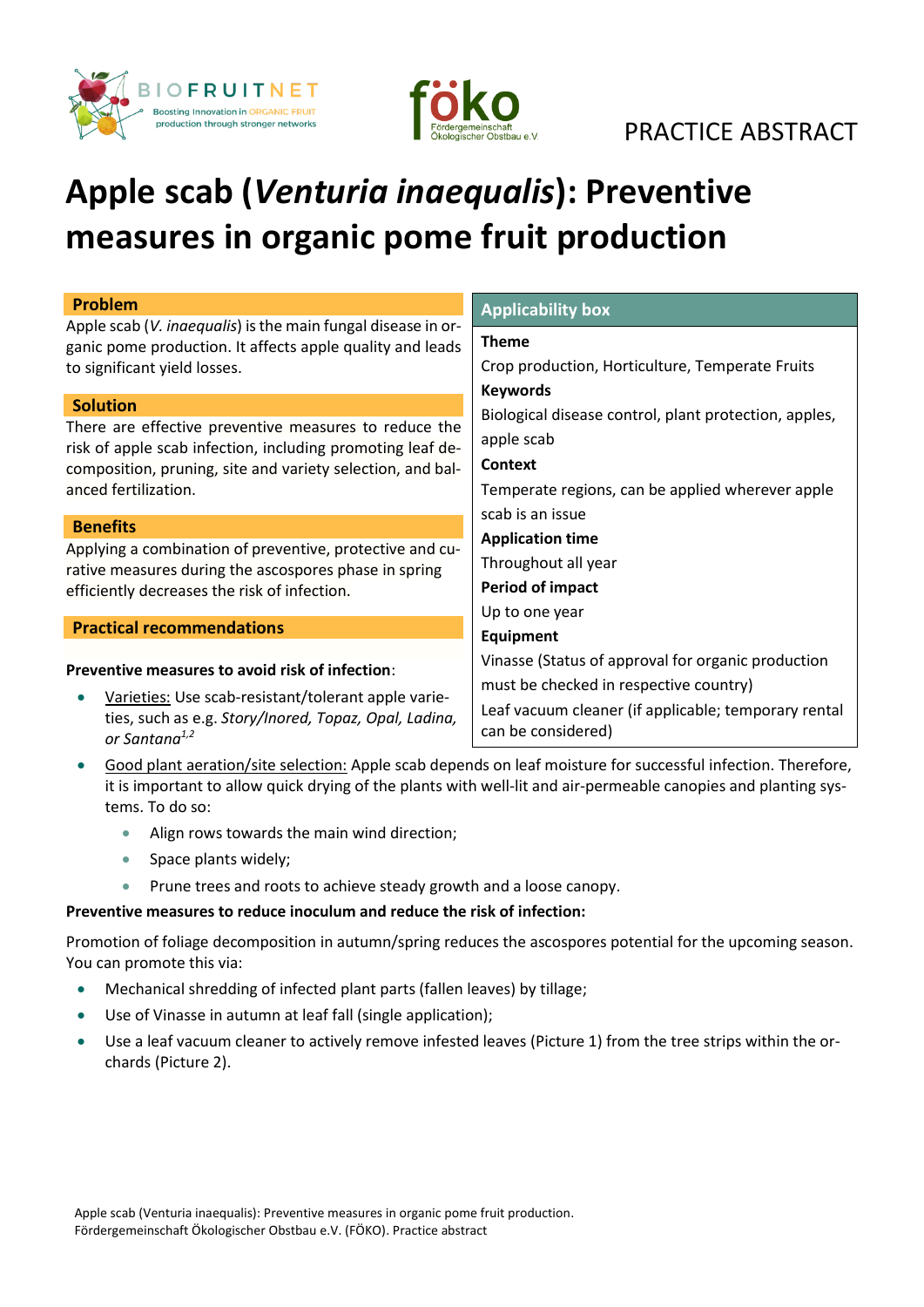PRACTICE ABSTRACT

# Apple scab (*Venturia inaequalis*): Preventive measures in organic pome fruit production

## Problem

Apple scab (*V. inaequalis*) is the main fungal disease in organic pome production. It affects apple quality and leads to significant yield losses.

## Solution

There are effective preventive measures to reduce the risk of apple scab infection, including promoting leaf decomposition, pruning, site and variety selection, and balanced fertilization.

## Benefits

Applying a combination of preventive, protective and curative measures during the ascospores phase in spring efficiently decreases the risk of infection.

## Applicability box

**Theme**

Crop production, Horticulture, Temperate Fruits

**Keywords**

Biological disease control, plant protection, apples, apple scab

**Context**

Temperate regions, can be applied wherever apple scab is an issue

**Application time**

Throughout all year

**Period of impact**

Up to one year

**Equipment**

Vinasse (Status of approval for organic production must be checked in respective country)

Leaf vacuum cleaner (if applicable; temporary rental can be considered)

## Practical recommendations

**Preventive measures to avoid risk of infection**:

- Varieties: Use scab-resistant/tolerant apple varieties, such as e.g. *Story/Inored, Topaz, Opal, Ladina, or Santana*[1,2]
- Good plant aeration/site selection: Apple scab depends on leaf moisture for successful infection. Therefore, it is important to allow quick drying of the plants with well-lit and air-permeable canopies and planting systems. To do so:
  - Align rows towards the main wind direction;
  - Space plants widely;
  - Prune trees and roots to achieve steady growth and a loose canopy.

**Preventive measures to reduce inoculum and reduce the risk of infection:**

Promotion of foliage decomposition in autumn/spring reduces the ascospores potential for the upcoming season. You can promote this via:

- Mechanical shredding of infected plant parts (fallen leaves) by tillage;
- Use of Vinasse in autumn at leaf fall (single application);
- Use a leaf vacuum cleaner to actively remove infested leaves (Picture 1) from the tree strips within the orchards (Picture 2).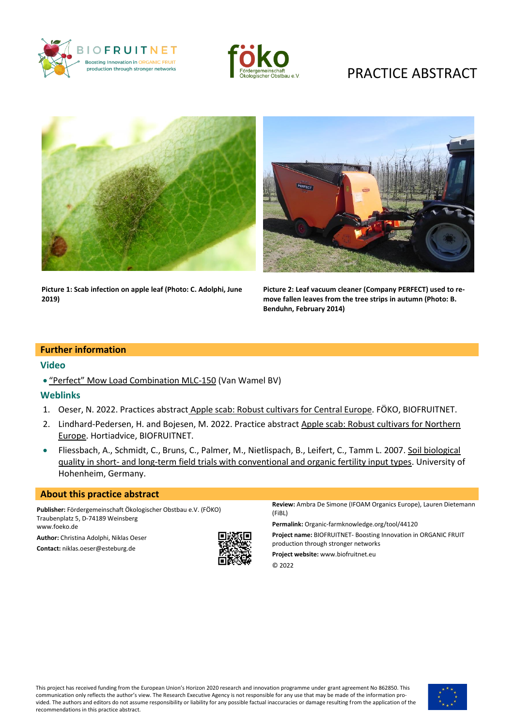PRACTICE ABSTRACT

**Picture 1: Scab infection on apple leaf (Photo: C. Adolphi, June 2019)**

**Picture 2: Leaf vacuum cleaner (Company PERFECT) used to remove fallen leaves from the tree strips in autumn (Photo: B. Benduhn, February 2014)**

## Further information

### Video

- "Perfect" Mow Load Combination MLC-150 (Van Wamel BV)

### Weblinks

1. Oeser, N. 2022. Practices abstract Apple scab: Robust cultivars for Central Europe. FÖKO, BIOFRUITNET.
2. Lindhard-Pedersen, H. and Bojesen, M. 2022. Practice abstract Apple scab: Robust cultivars for Northern Europe. Hortiadvice, BIOFRUITNET.

- Fliessbach, A., Schmidt, C., Bruns, C., Palmer, M., Nietlispach, B., Leifert, C., Tamm L. 2007. Soil biological quality in short- and long-term field trials with conventional and organic fertility input types. University of Hohenheim, Germany.

## About this practice abstract

**Publisher:** Fördergemeinschaft Ökologischer Obstbau e.V. (FÖKO)
Traubenplatz 5, D-74189 Weinsberg
www.foeko.de

**Author:** Christina Adolphi, Niklas Oeser

**Contact:** niklas.oeser@esteburg.de

**Review:** Ambra De Simone (IFOAM Organics Europe), Lauren Dietemann (FiBL)

**Permalink:** Organic-farmknowledge.org/tool/44120

**Project name:** BIOFRUITNET- Boosting Innovation in ORGANIC FRUIT production through stronger networks

**Project website:** www.biofruitnet.eu

© 2022

This project has received funding from the European Union's Horizon 2020 research and innovation programme under grant agreement No 862850. This communication only reflects the author's view. The Research Executive Agency is not responsible for any use that may be made of the information provided. The authors and editors do not assume responsibility or liability for any possible factual inaccuracies or damage resulting from the application of the recommendations in this practice abstract.